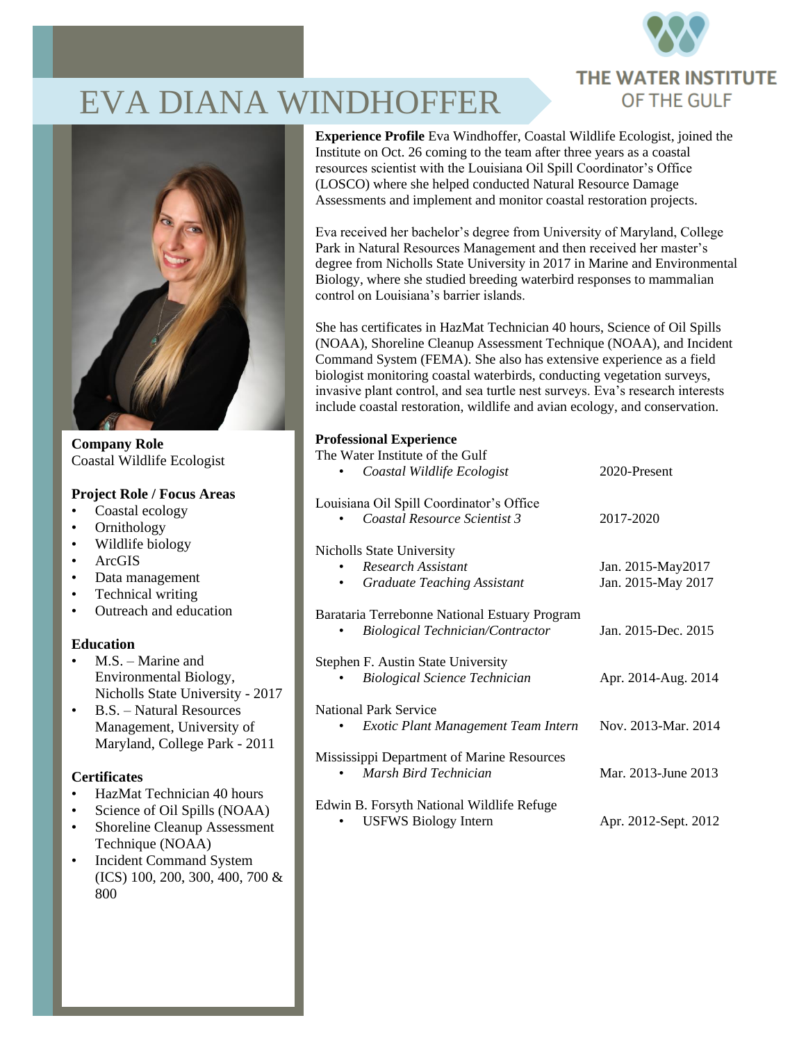# EVA DIANA WINDHOFFER

THE WATER INSTITUTE OF THE GULF

**Company Role**
Coastal Wildlife Ecologist

**Project Role / Focus Areas**
- Coastal ecology
- Ornithology
- Wildlife biology
- ArcGIS
- Data management
- Technical writing
- Outreach and education

**Education**
- M.S. – Marine and Environmental Biology, Nicholls State University - 2017
- B.S. – Natural Resources Management, University of Maryland, College Park - 2011

**Certificates**
- HazMat Technician 40 hours
- Science of Oil Spills (NOAA)
- Shoreline Cleanup Assessment Technique (NOAA)
- Incident Command System (ICS) 100, 200, 300, 400, 700 & 800

**Experience Profile** Eva Windhoffer, Coastal Wildlife Ecologist, joined the Institute on Oct. 26 coming to the team after three years as a coastal resources scientist with the Louisiana Oil Spill Coordinator's Office (LOSCO) where she helped conducted Natural Resource Damage Assessments and implement and monitor coastal restoration projects.

Eva received her bachelor's degree from University of Maryland, College Park in Natural Resources Management and then received her master's degree from Nicholls State University in 2017 in Marine and Environmental Biology, where she studied breeding waterbird responses to mammalian control on Louisiana's barrier islands.

She has certificates in HazMat Technician 40 hours, Science of Oil Spills (NOAA), Shoreline Cleanup Assessment Technique (NOAA), and Incident Command System (FEMA). She also has extensive experience as a field biologist monitoring coastal waterbirds, conducting vegetation surveys, invasive plant control, and sea turtle nest surveys. Eva's research interests include coastal restoration, wildlife and avian ecology, and conservation.

**Professional Experience**

The Water Institute of the Gulf
- *Coastal Wildlife Ecologist* — 2020-Present

Louisiana Oil Spill Coordinator's Office
- *Coastal Resource Scientist 3* — 2017-2020

Nicholls State University
- *Research Assistant* — Jan. 2015-May2017
- *Graduate Teaching Assistant* — Jan. 2015-May 2017

Barataria Terrebonne National Estuary Program
- *Biological Technician/Contractor* — Jan. 2015-Dec. 2015

Stephen F. Austin State University
- *Biological Science Technician* — Apr. 2014-Aug. 2014

National Park Service
- *Exotic Plant Management Team Intern* — Nov. 2013-Mar. 2014

Mississippi Department of Marine Resources
- *Marsh Bird Technician* — Mar. 2013-June 2013

Edwin B. Forsyth National Wildlife Refuge
- USFWS Biology Intern — Apr. 2012-Sept. 2012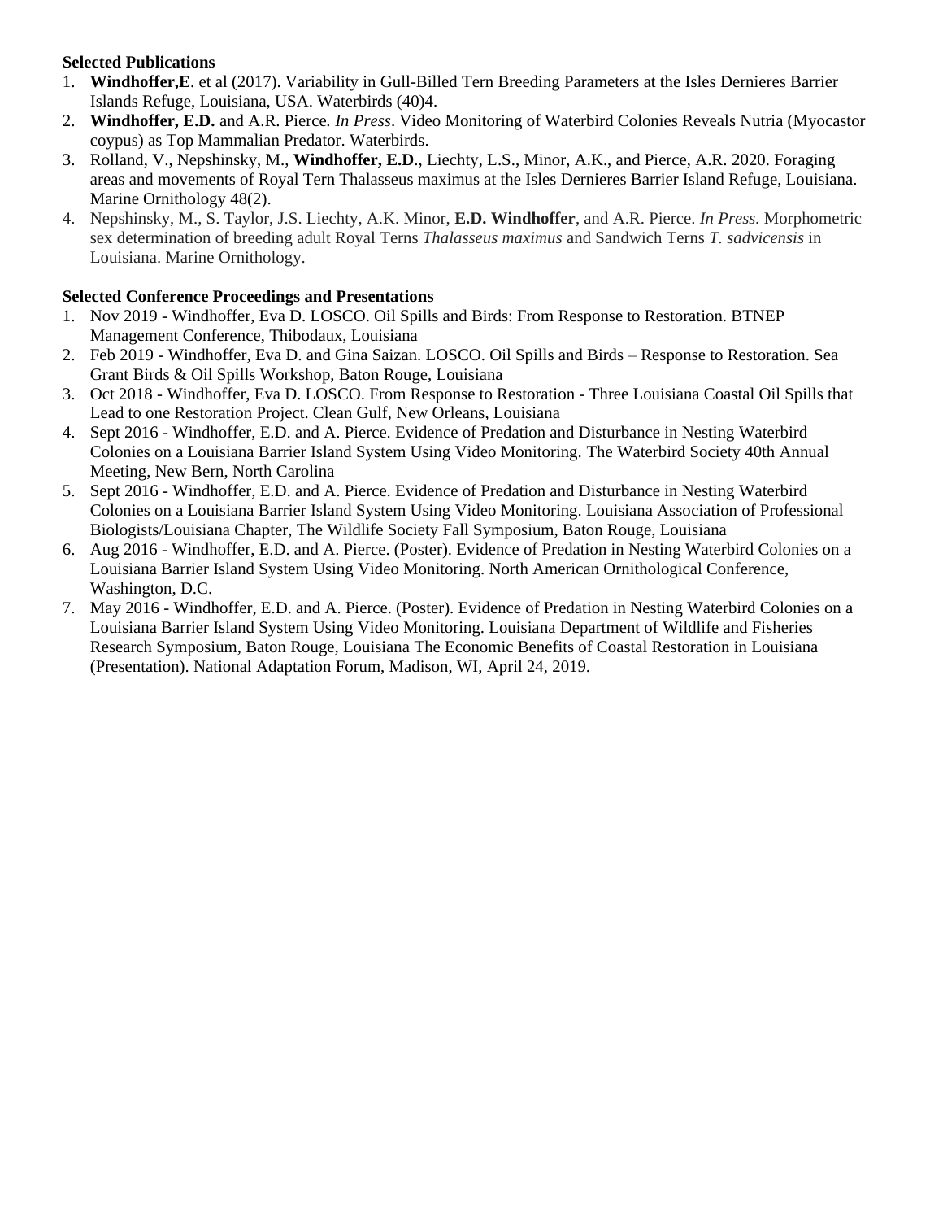**Selected Publications**

1. **Windhoffer,E**. et al (2017). Variability in Gull-Billed Tern Breeding Parameters at the Isles Dernieres Barrier Islands Refuge, Louisiana, USA. Waterbirds (40)4.
2. **Windhoffer, E.D.** and A.R. Pierce*. In Press*. Video Monitoring of Waterbird Colonies Reveals Nutria (Myocastor coypus) as Top Mammalian Predator. Waterbirds.
3. Rolland, V., Nepshinsky, M., **Windhoffer, E.D**., Liechty, L.S., Minor, A.K., and Pierce, A.R. 2020. Foraging areas and movements of Royal Tern Thalasseus maximus at the Isles Dernieres Barrier Island Refuge, Louisiana. Marine Ornithology 48(2).
4. Nepshinsky, M., S. Taylor, J.S. Liechty, A.K. Minor, **E.D. Windhoffer**, and A.R. Pierce. *In Press.* Morphometric sex determination of breeding adult Royal Terns *Thalasseus maximus* and Sandwich Terns *T. sadvicensis* in Louisiana. Marine Ornithology.

**Selected Conference Proceedings and Presentations**

1. Nov 2019 - Windhoffer, Eva D. LOSCO. Oil Spills and Birds: From Response to Restoration. BTNEP Management Conference, Thibodaux, Louisiana
2. Feb 2019 - Windhoffer, Eva D. and Gina Saizan. LOSCO. Oil Spills and Birds – Response to Restoration. Sea Grant Birds & Oil Spills Workshop, Baton Rouge, Louisiana
3. Oct 2018 - Windhoffer, Eva D. LOSCO. From Response to Restoration - Three Louisiana Coastal Oil Spills that Lead to one Restoration Project. Clean Gulf, New Orleans, Louisiana
4. Sept 2016 - Windhoffer, E.D. and A. Pierce. Evidence of Predation and Disturbance in Nesting Waterbird Colonies on a Louisiana Barrier Island System Using Video Monitoring. The Waterbird Society 40th Annual Meeting, New Bern, North Carolina
5. Sept 2016 - Windhoffer, E.D. and A. Pierce. Evidence of Predation and Disturbance in Nesting Waterbird Colonies on a Louisiana Barrier Island System Using Video Monitoring. Louisiana Association of Professional Biologists/Louisiana Chapter, The Wildlife Society Fall Symposium, Baton Rouge, Louisiana
6. Aug 2016 - Windhoffer, E.D. and A. Pierce. (Poster). Evidence of Predation in Nesting Waterbird Colonies on a Louisiana Barrier Island System Using Video Monitoring. North American Ornithological Conference, Washington, D.C.
7. May 2016 - Windhoffer, E.D. and A. Pierce. (Poster). Evidence of Predation in Nesting Waterbird Colonies on a Louisiana Barrier Island System Using Video Monitoring. Louisiana Department of Wildlife and Fisheries Research Symposium, Baton Rouge, Louisiana The Economic Benefits of Coastal Restoration in Louisiana (Presentation). National Adaptation Forum, Madison, WI, April 24, 2019.